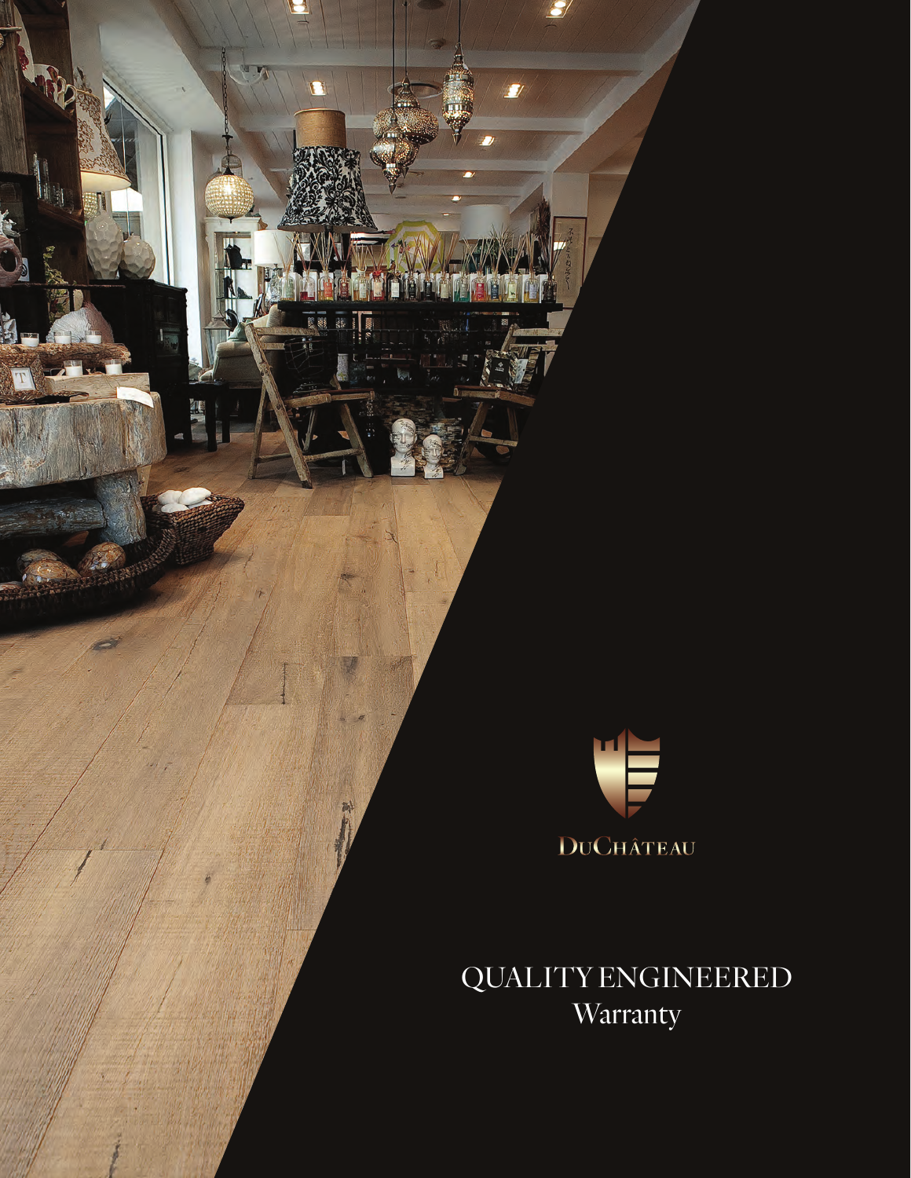DuChâteau

# QUALITY ENGINEERED
## Warranty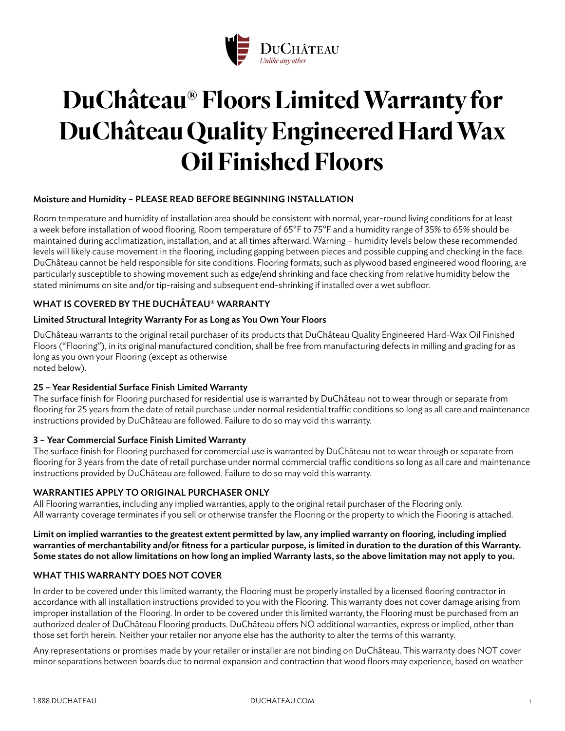# DuChâteau® Floors Limited Warranty for DuChâteau Quality Engineered Hard Wax Oil Finished Floors

### Moisture and Humidity – PLEASE READ BEFORE BEGINNING INSTALLATION

Room temperature and humidity of installation area should be consistent with normal, year-round living conditions for at least a week before installation of wood flooring. Room temperature of 65°F to 75°F and a humidity range of 35% to 65% should be maintained during acclimatization, installation, and at all times afterward. Warning – humidity levels below these recommended levels will likely cause movement in the flooring, including gapping between pieces and possible cupping and checking in the face. DuChâteau cannot be held responsible for site conditions. Flooring formats, such as plywood based engineered wood flooring, are particularly susceptible to showing movement such as edge/end shrinking and face checking from relative humidity below the stated minimums on site and/or tip-raising and subsequent end-shrinking if installed over a wet subfloor.

## WHAT IS COVERED BY THE DUCHÂTEAU® WARRANTY

### Limited Structural Integrity Warranty For as Long as You Own Your Floors

DuChâteau warrants to the original retail purchaser of its products that DuChâteau Quality Engineered Hard-Wax Oil Finished Floors ("Flooring"), in its original manufactured condition, shall be free from manufacturing defects in milling and grading for as long as you own your Flooring (except as otherwise noted below).

### 25 – Year Residential Surface Finish Limited Warranty

The surface finish for Flooring purchased for residential use is warranted by DuChâteau not to wear through or separate from flooring for 25 years from the date of retail purchase under normal residential traffic conditions so long as all care and maintenance instructions provided by DuChâteau are followed. Failure to do so may void this warranty.

### 3 – Year Commercial Surface Finish Limited Warranty

The surface finish for Flooring purchased for commercial use is warranted by DuChâteau not to wear through or separate from flooring for 3 years from the date of retail purchase under normal commercial traffic conditions so long as all care and maintenance instructions provided by DuChâteau are followed. Failure to do so may void this warranty.

## WARRANTIES APPLY TO ORIGINAL PURCHASER ONLY

All Flooring warranties, including any implied warranties, apply to the original retail purchaser of the Flooring only. All warranty coverage terminates if you sell or otherwise transfer the Flooring or the property to which the Flooring is attached.

**Limit on implied warranties to the greatest extent permitted by law, any implied warranty on flooring, including implied warranties of merchantability and/or fitness for a particular purpose, is limited in duration to the duration of this Warranty. Some states do not allow limitations on how long an implied Warranty lasts, so the above limitation may not apply to you.**

## WHAT THIS WARRANTY DOES NOT COVER

In order to be covered under this limited warranty, the Flooring must be properly installed by a licensed flooring contractor in accordance with all installation instructions provided to you with the Flooring. This warranty does not cover damage arising from improper installation of the Flooring. In order to be covered under this limited warranty, the Flooring must be purchased from an authorized dealer of DuChâteau Flooring products. DuChâteau offers NO additional warranties, express or implied, other than those set forth herein. Neither your retailer nor anyone else has the authority to alter the terms of this warranty.

Any representations or promises made by your retailer or installer are not binding on DuChâteau. This warranty does NOT cover minor separations between boards due to normal expansion and contraction that wood floors may experience, based on weather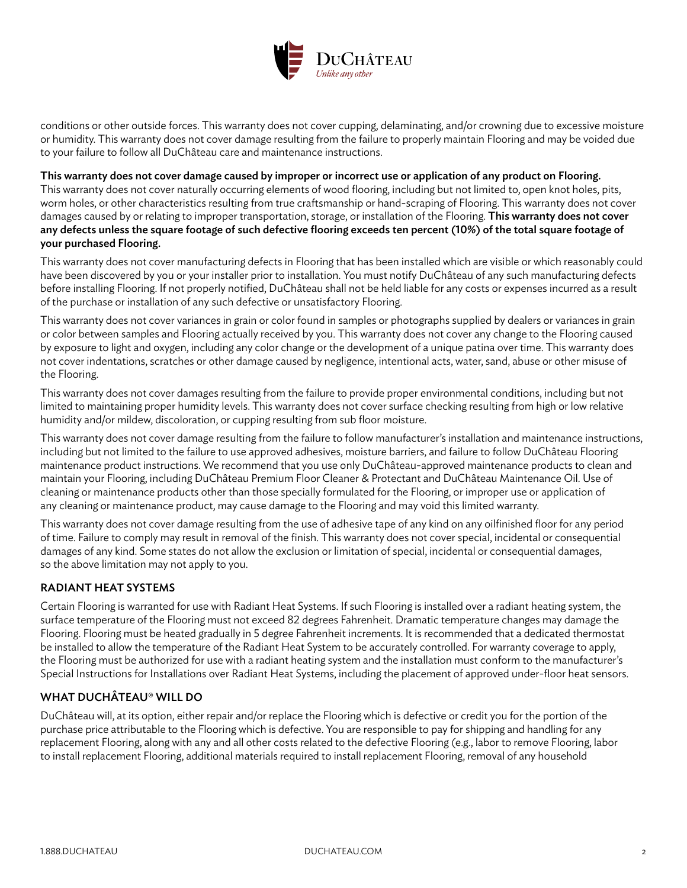conditions or other outside forces. This warranty does not cover cupping, delaminating, and/or crowning due to excessive moisture or humidity. This warranty does not cover damage resulting from the failure to properly maintain Flooring and may be voided due to your failure to follow all DuChâteau care and maintenance instructions.

**This warranty does not cover damage caused by improper or incorrect use or application of any product on Flooring.** This warranty does not cover naturally occurring elements of wood flooring, including but not limited to, open knot holes, pits, worm holes, or other characteristics resulting from true craftsmanship or hand-scraping of Flooring. This warranty does not cover damages caused by or relating to improper transportation, storage, or installation of the Flooring. **This warranty does not cover any defects unless the square footage of such defective flooring exceeds ten percent (10%) of the total square footage of your purchased Flooring.**

This warranty does not cover manufacturing defects in Flooring that has been installed which are visible or which reasonably could have been discovered by you or your installer prior to installation. You must notify DuChâteau of any such manufacturing defects before installing Flooring. If not properly notified, DuChâteau shall not be held liable for any costs or expenses incurred as a result of the purchase or installation of any such defective or unsatisfactory Flooring.

This warranty does not cover variances in grain or color found in samples or photographs supplied by dealers or variances in grain or color between samples and Flooring actually received by you. This warranty does not cover any change to the Flooring caused by exposure to light and oxygen, including any color change or the development of a unique patina over time. This warranty does not cover indentations, scratches or other damage caused by negligence, intentional acts, water, sand, abuse or other misuse of the Flooring.

This warranty does not cover damages resulting from the failure to provide proper environmental conditions, including but not limited to maintaining proper humidity levels. This warranty does not cover surface checking resulting from high or low relative humidity and/or mildew, discoloration, or cupping resulting from sub floor moisture.

This warranty does not cover damage resulting from the failure to follow manufacturer's installation and maintenance instructions, including but not limited to the failure to use approved adhesives, moisture barriers, and failure to follow DuChâteau Flooring maintenance product instructions. We recommend that you use only DuChâteau-approved maintenance products to clean and maintain your Flooring, including DuChâteau Premium Floor Cleaner & Protectant and DuChâteau Maintenance Oil. Use of cleaning or maintenance products other than those specially formulated for the Flooring, or improper use or application of any cleaning or maintenance product, may cause damage to the Flooring and may void this limited warranty.

This warranty does not cover damage resulting from the use of adhesive tape of any kind on any oilfinished floor for any period of time. Failure to comply may result in removal of the finish. This warranty does not cover special, incidental or consequential damages of any kind. Some states do not allow the exclusion or limitation of special, incidental or consequential damages, so the above limitation may not apply to you.

## RADIANT HEAT SYSTEMS

Certain Flooring is warranted for use with Radiant Heat Systems. If such Flooring is installed over a radiant heating system, the surface temperature of the Flooring must not exceed 82 degrees Fahrenheit. Dramatic temperature changes may damage the Flooring. Flooring must be heated gradually in 5 degree Fahrenheit increments. It is recommended that a dedicated thermostat be installed to allow the temperature of the Radiant Heat System to be accurately controlled. For warranty coverage to apply, the Flooring must be authorized for use with a radiant heating system and the installation must conform to the manufacturer's Special Instructions for Installations over Radiant Heat Systems, including the placement of approved under-floor heat sensors.

## WHAT DUCHÂTEAU® WILL DO

DuChâteau will, at its option, either repair and/or replace the Flooring which is defective or credit you for the portion of the purchase price attributable to the Flooring which is defective. You are responsible to pay for shipping and handling for any replacement Flooring, along with any and all other costs related to the defective Flooring (e.g., labor to remove Flooring, labor to install replacement Flooring, additional materials required to install replacement Flooring, removal of any household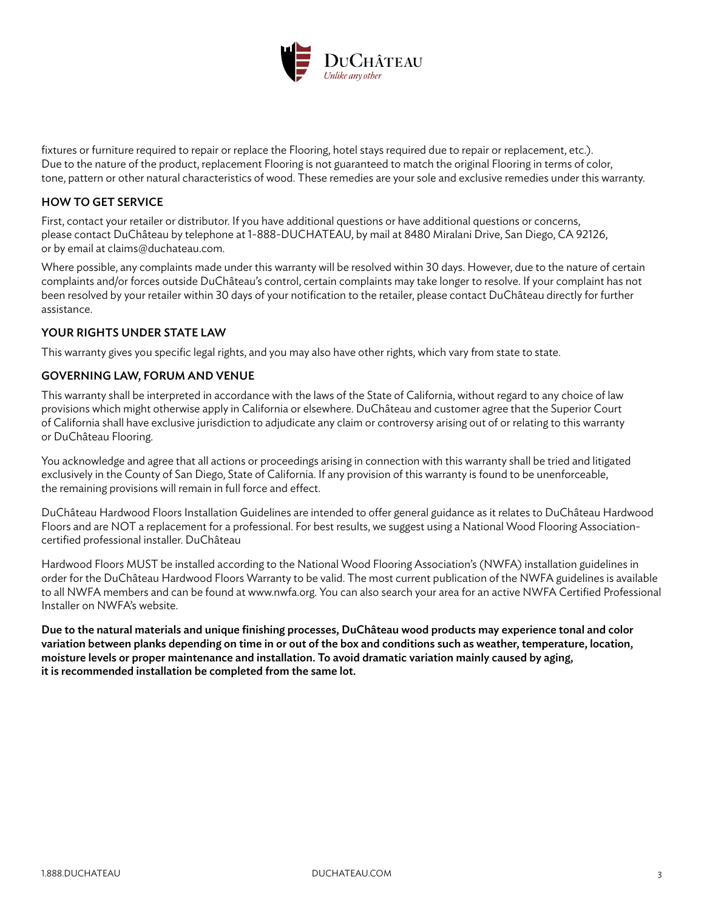fixtures or furniture required to repair or replace the Flooring, hotel stays required due to repair or replacement, etc.). Due to the nature of the product, replacement Flooring is not guaranteed to match the original Flooring in terms of color, tone, pattern or other natural characteristics of wood. These remedies are your sole and exclusive remedies under this warranty.

### HOW TO GET SERVICE

First, contact your retailer or distributor. If you have additional questions or have additional questions or concerns, please contact DuChâteau by telephone at 1-888-DUCHATEAU, by mail at 8480 Miralani Drive, San Diego, CA 92126, or by email at claims@duchateau.com.

Where possible, any complaints made under this warranty will be resolved within 30 days. However, due to the nature of certain complaints and/or forces outside DuChâteau's control, certain complaints may take longer to resolve. If your complaint has not been resolved by your retailer within 30 days of your notification to the retailer, please contact DuChâteau directly for further assistance.

### YOUR RIGHTS UNDER STATE LAW

This warranty gives you specific legal rights, and you may also have other rights, which vary from state to state.

### GOVERNING LAW, FORUM AND VENUE

This warranty shall be interpreted in accordance with the laws of the State of California, without regard to any choice of law provisions which might otherwise apply in California or elsewhere. DuChâteau and customer agree that the Superior Court of California shall have exclusive jurisdiction to adjudicate any claim or controversy arising out of or relating to this warranty or DuChâteau Flooring.

You acknowledge and agree that all actions or proceedings arising in connection with this warranty shall be tried and litigated exclusively in the County of San Diego, State of California. If any provision of this warranty is found to be unenforceable, the remaining provisions will remain in full force and effect.

DuChâteau Hardwood Floors Installation Guidelines are intended to offer general guidance as it relates to DuChâteau Hardwood Floors and are NOT a replacement for a professional. For best results, we suggest using a National Wood Flooring Association-certified professional installer. DuChâteau

Hardwood Floors MUST be installed according to the National Wood Flooring Association's (NWFA) installation guidelines in order for the DuChâteau Hardwood Floors Warranty to be valid. The most current publication of the NWFA guidelines is available to all NWFA members and can be found at www.nwfa.org. You can also search your area for an active NWFA Certified Professional Installer on NWFA's website.

**Due to the natural materials and unique finishing processes, DuChâteau wood products may experience tonal and color variation between planks depending on time in or out of the box and conditions such as weather, temperature, location, moisture levels or proper maintenance and installation. To avoid dramatic variation mainly caused by aging, it is recommended installation be completed from the same lot.**